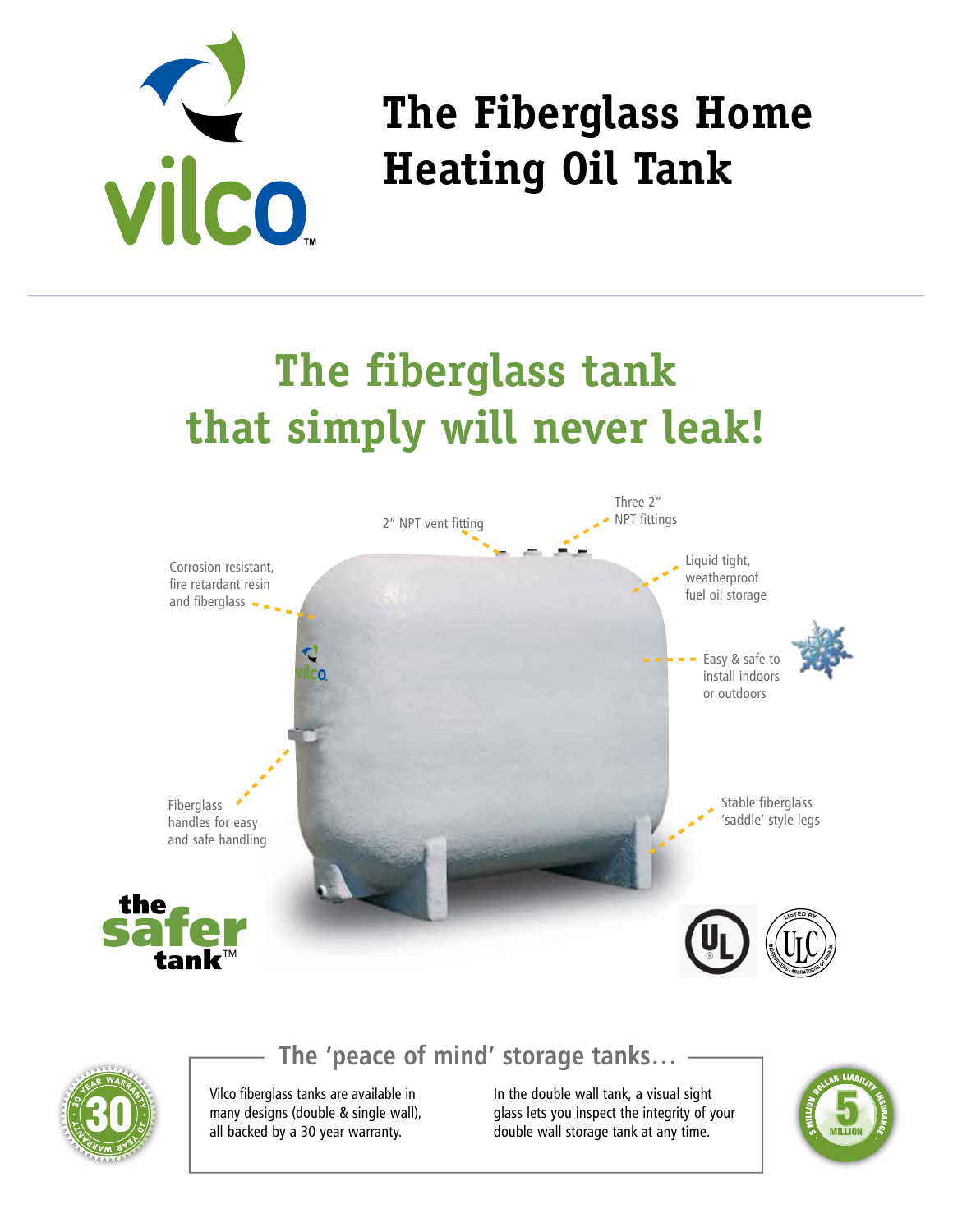# The Fiberglass Home Heating Oil Tank

## The fiberglass tank that simply will never leak!

- 2" NPT vent fitting
- Three 2" NPT fittings
- Corrosion resistant, fire retardant resin and fiberglass
- Liquid tight, weatherproof fuel oil storage
- Easy & safe to install indoors or outdoors
- Fiberglass handles for easy and safe handling
- Stable fiberglass 'saddle' style legs

the safer tank™

### The 'peace of mind' storage tanks…

Vilco fiberglass tanks are available in many designs (double & single wall), all backed by a 30 year warranty.

In the double wall tank, a visual sight glass lets you inspect the integrity of your double wall storage tank at any time.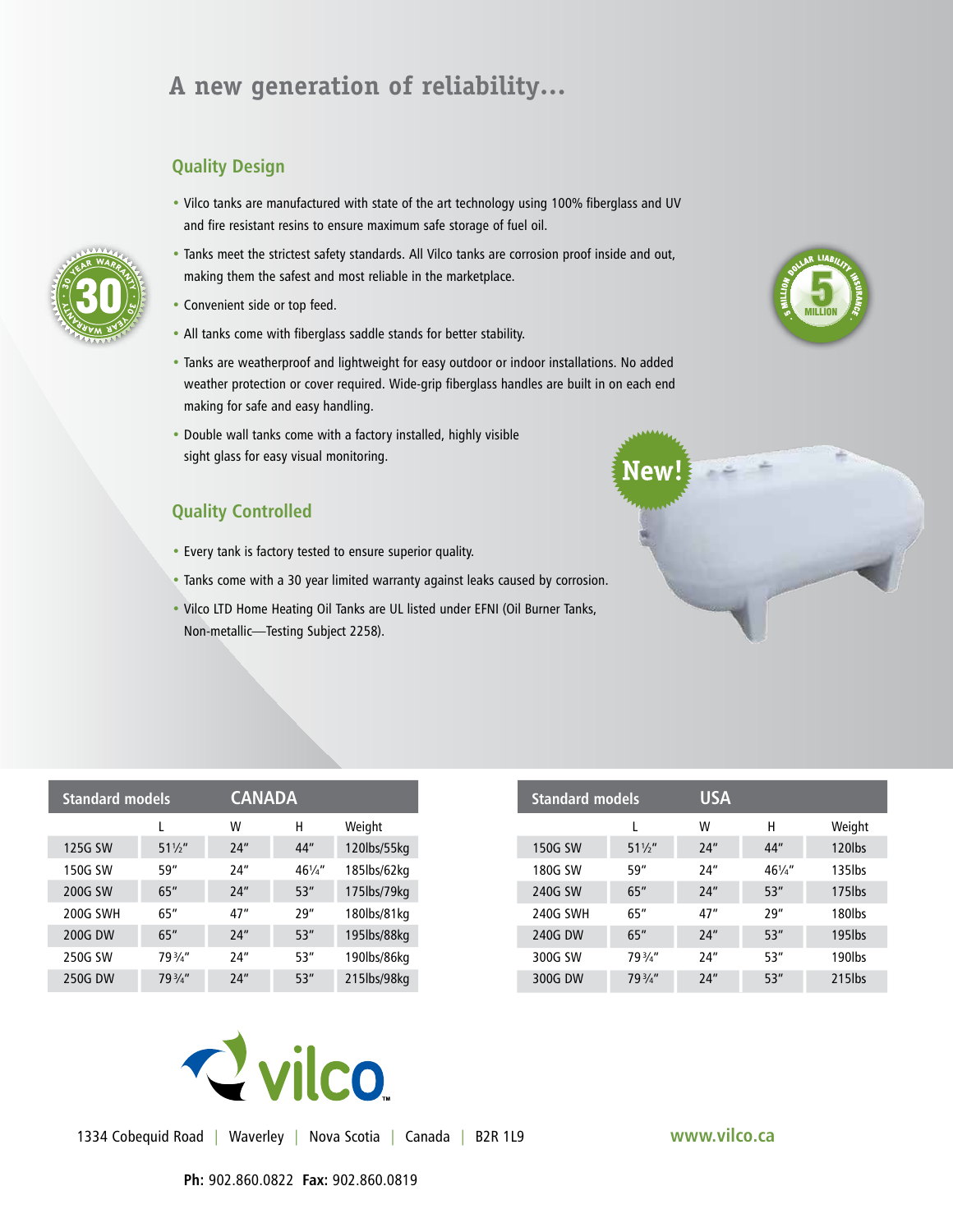# A new generation of reliability...

## Quality Design

- Vilco tanks are manufactured with state of the art technology using 100% fiberglass and UV and fire resistant resins to ensure maximum safe storage of fuel oil.
- Tanks meet the strictest safety standards. All Vilco tanks are corrosion proof inside and out, making them the safest and most reliable in the marketplace.
- Convenient side or top feed.
- All tanks come with fiberglass saddle stands for better stability.
- Tanks are weatherproof and lightweight for easy outdoor or indoor installations. No added weather protection or cover required. Wide-grip fiberglass handles are built in on each end making for safe and easy handling.
- Double wall tanks come with a factory installed, highly visible sight glass for easy visual monitoring.

30 YEAR WARRANTY

5 MILLION DOLLAR LIABILITY INSURANCE

New!

## Quality Controlled

- Every tank is factory tested to ensure superior quality.
- Tanks come with a 30 year limited warranty against leaks caused by corrosion.
- Vilco LTD Home Heating Oil Tanks are UL listed under EFNI (Oil Burner Tanks, Non-metallic—Testing Subject 2258).

| Standard models | CANADA | | | |
|---|---|---|---|---|
| | L | W | H | Weight |
| 125G SW | 51½″ | 24″ | 44″ | 120lbs/55kg |
| 150G SW | 59″ | 24″ | 46¼″ | 185lbs/62kg |
| 200G SW | 65″ | 24″ | 53″ | 175lbs/79kg |
| 200G SWH | 65″ | 47″ | 29″ | 180lbs/81kg |
| 200G DW | 65″ | 24″ | 53″ | 195lbs/88kg |
| 250G SW | 79¾″ | 24″ | 53″ | 190lbs/86kg |
| 250G DW | 79¾″ | 24″ | 53″ | 215lbs/98kg |

| Standard models | USA | | | |
|---|---|---|---|---|
| | L | W | H | Weight |
| 150G SW | 51½″ | 24″ | 44″ | 120lbs |
| 180G SW | 59″ | 24″ | 46¼″ | 135lbs |
| 240G SW | 65″ | 24″ | 53″ | 175lbs |
| 240G SWH | 65″ | 47″ | 29″ | 180lbs |
| 240G DW | 65″ | 24″ | 53″ | 195lbs |
| 300G SW | 79¾″ | 24″ | 53″ | 190lbs |
| 300G DW | 79¾″ | 24″ | 53″ | 215lbs |

vilco™

1334 Cobequid Road | Waverley | Nova Scotia | Canada | B2R 1L9

www.vilco.ca

**Ph:** 902.860.0822 **Fax:** 902.860.0819